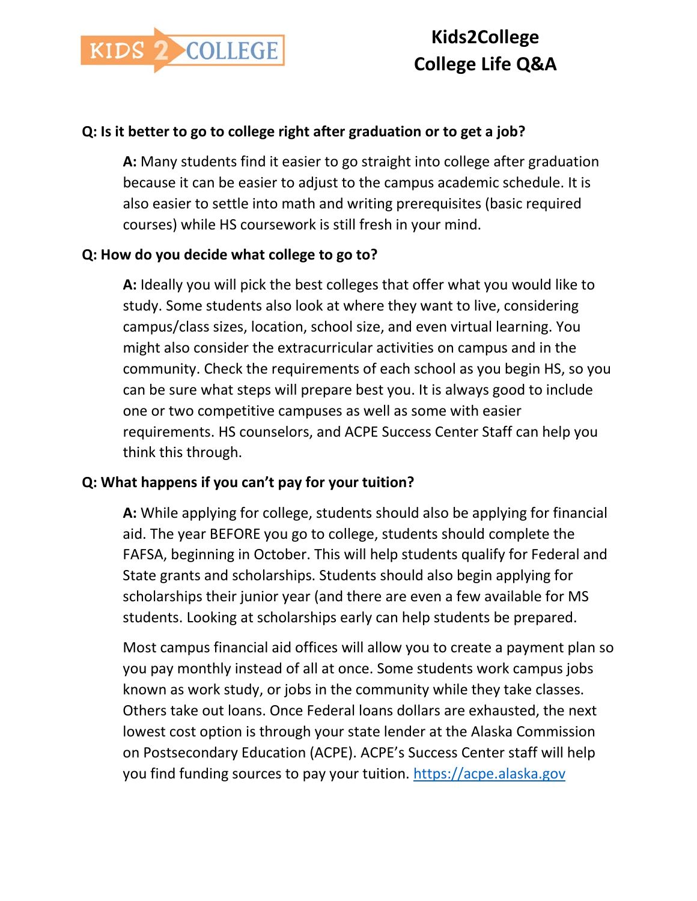# Kids2College College Life Q&A

**Q: Is it better to go to college right after graduation or to get a job?**

> **A:** Many students find it easier to go straight into college after graduation because it can be easier to adjust to the campus academic schedule. It is also easier to settle into math and writing prerequisites (basic required courses) while HS coursework is still fresh in your mind.

**Q: How do you decide what college to go to?**

> **A:** Ideally you will pick the best colleges that offer what you would like to study. Some students also look at where they want to live, considering campus/class sizes, location, school size, and even virtual learning. You might also consider the extracurricular activities on campus and in the community. Check the requirements of each school as you begin HS, so you can be sure what steps will prepare best you. It is always good to include one or two competitive campuses as well as some with easier requirements. HS counselors, and ACPE Success Center Staff can help you think this through.

**Q: What happens if you can't pay for your tuition?**

> **A:** While applying for college, students should also be applying for financial aid. The year BEFORE you go to college, students should complete the FAFSA, beginning in October. This will help students qualify for Federal and State grants and scholarships. Students should also begin applying for scholarships their junior year (and there are even a few available for MS students. Looking at scholarships early can help students be prepared.
>
> Most campus financial aid offices will allow you to create a payment plan so you pay monthly instead of all at once. Some students work campus jobs known as work study, or jobs in the community while they take classes. Others take out loans. Once Federal loans dollars are exhausted, the next lowest cost option is through your state lender at the Alaska Commission on Postsecondary Education (ACPE). ACPE's Success Center staff will help you find funding sources to pay your tuition. https://acpe.alaska.gov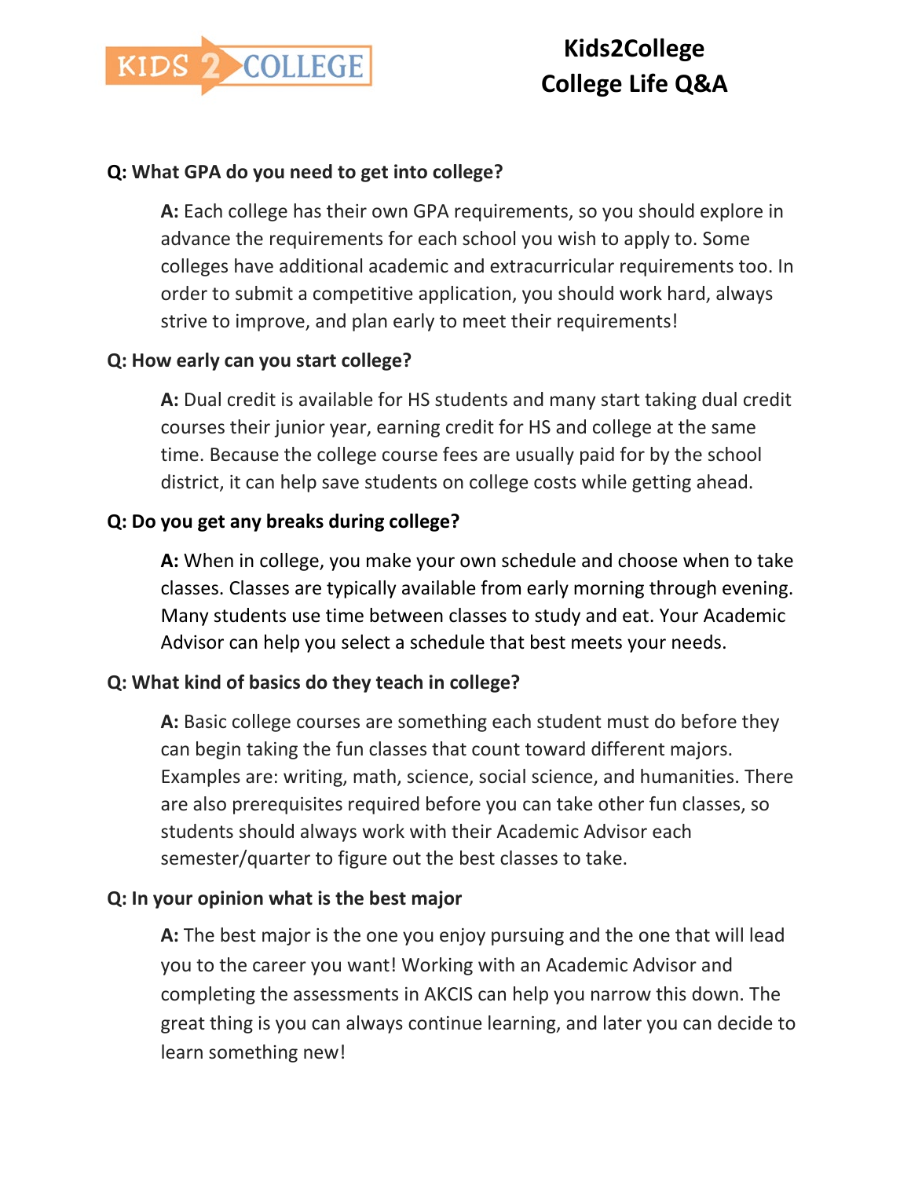# Kids2College College Life Q&A

**Q: What GPA do you need to get into college?**

**A:** Each college has their own GPA requirements, so you should explore in advance the requirements for each school you wish to apply to. Some colleges have additional academic and extracurricular requirements too. In order to submit a competitive application, you should work hard, always strive to improve, and plan early to meet their requirements!

**Q: How early can you start college?**

**A:** Dual credit is available for HS students and many start taking dual credit courses their junior year, earning credit for HS and college at the same time. Because the college course fees are usually paid for by the school district, it can help save students on college costs while getting ahead.

**Q: Do you get any breaks during college?**

**A:** When in college, you make your own schedule and choose when to take classes. Classes are typically available from early morning through evening. Many students use time between classes to study and eat. Your Academic Advisor can help you select a schedule that best meets your needs.

**Q: What kind of basics do they teach in college?**

**A:** Basic college courses are something each student must do before they can begin taking the fun classes that count toward different majors. Examples are: writing, math, science, social science, and humanities. There are also prerequisites required before you can take other fun classes, so students should always work with their Academic Advisor each semester/quarter to figure out the best classes to take.

**Q: In your opinion what is the best major**

**A:** The best major is the one you enjoy pursuing and the one that will lead you to the career you want! Working with an Academic Advisor and completing the assessments in AKCIS can help you narrow this down. The great thing is you can always continue learning, and later you can decide to learn something new!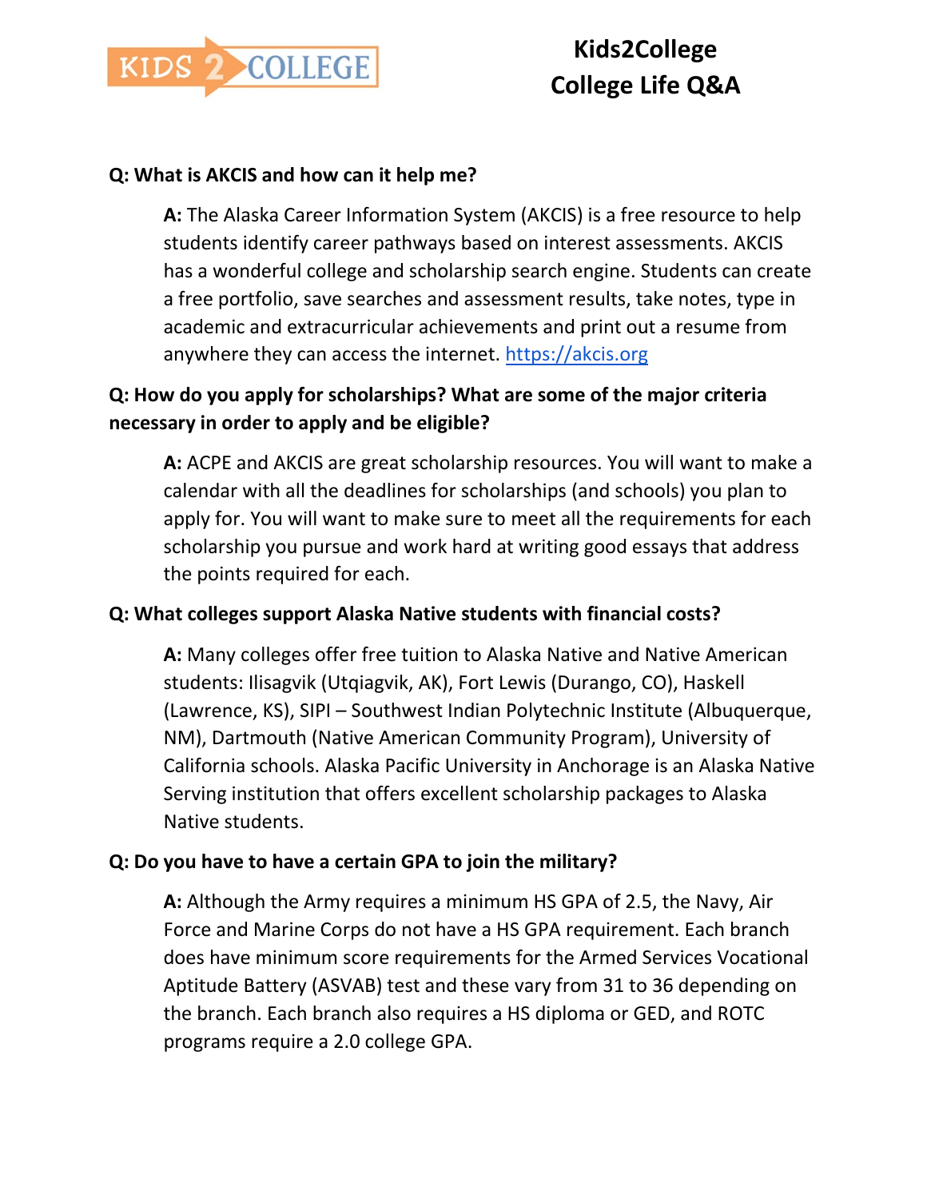**Q: What is AKCIS and how can it help me?**

**A:** The Alaska Career Information System (AKCIS) is a free resource to help students identify career pathways based on interest assessments. AKCIS has a wonderful college and scholarship search engine. Students can create a free portfolio, save searches and assessment results, take notes, type in academic and extracurricular achievements and print out a resume from anywhere they can access the internet. https://akcis.org

**Q: How do you apply for scholarships? What are some of the major criteria necessary in order to apply and be eligible?**

**A:** ACPE and AKCIS are great scholarship resources. You will want to make a calendar with all the deadlines for scholarships (and schools) you plan to apply for. You will want to make sure to meet all the requirements for each scholarship you pursue and work hard at writing good essays that address the points required for each.

**Q: What colleges support Alaska Native students with financial costs?**

**A:** Many colleges offer free tuition to Alaska Native and Native American students: Ilisagvik (Utqiagvik, AK), Fort Lewis (Durango, CO), Haskell (Lawrence, KS), SIPI – Southwest Indian Polytechnic Institute (Albuquerque, NM), Dartmouth (Native American Community Program), University of California schools. Alaska Pacific University in Anchorage is an Alaska Native Serving institution that offers excellent scholarship packages to Alaska Native students.

**Q: Do you have to have a certain GPA to join the military?**

**A:** Although the Army requires a minimum HS GPA of 2.5, the Navy, Air Force and Marine Corps do not have a HS GPA requirement. Each branch does have minimum score requirements for the Armed Services Vocational Aptitude Battery (ASVAB) test and these vary from 31 to 36 depending on the branch. Each branch also requires a HS diploma or GED, and ROTC programs require a 2.0 college GPA.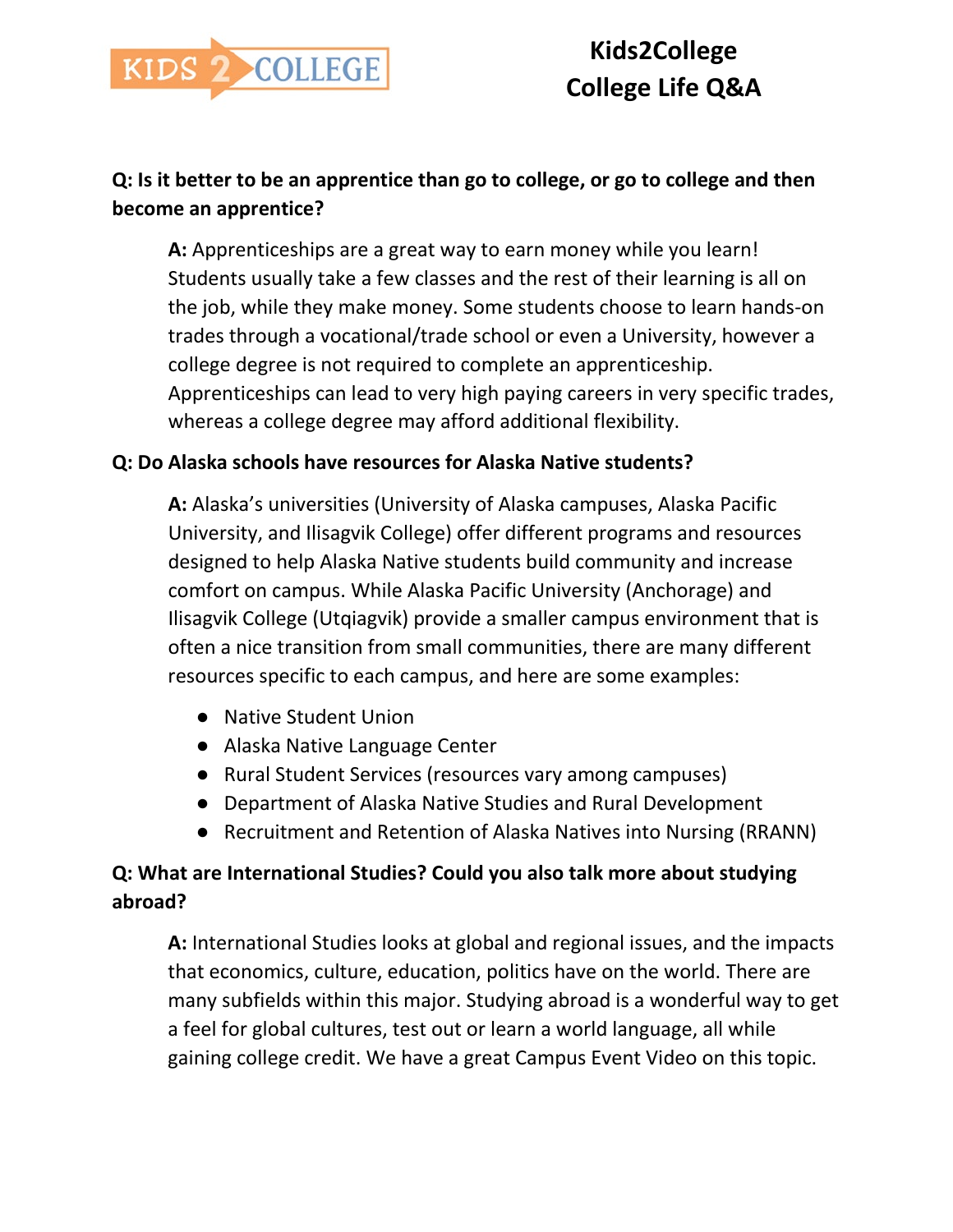**Q: Is it better to be an apprentice than go to college, or go to college and then become an apprentice?**

> **A:** Apprenticeships are a great way to earn money while you learn! Students usually take a few classes and the rest of their learning is all on the job, while they make money. Some students choose to learn hands-on trades through a vocational/trade school or even a University, however a college degree is not required to complete an apprenticeship. Apprenticeships can lead to very high paying careers in very specific trades, whereas a college degree may afford additional flexibility.

**Q: Do Alaska schools have resources for Alaska Native students?**

> **A:** Alaska's universities (University of Alaska campuses, Alaska Pacific University, and Ilisagvik College) offer different programs and resources designed to help Alaska Native students build community and increase comfort on campus. While Alaska Pacific University (Anchorage) and Ilisagvik College (Utqiagvik) provide a smaller campus environment that is often a nice transition from small communities, there are many different resources specific to each campus, and here are some examples:
>
> - Native Student Union
> - Alaska Native Language Center
> - Rural Student Services (resources vary among campuses)
> - Department of Alaska Native Studies and Rural Development
> - Recruitment and Retention of Alaska Natives into Nursing (RRANN)

**Q: What are International Studies? Could you also talk more about studying abroad?**

> **A:** International Studies looks at global and regional issues, and the impacts that economics, culture, education, politics have on the world. There are many subfields within this major. Studying abroad is a wonderful way to get a feel for global cultures, test out or learn a world language, all while gaining college credit. We have a great Campus Event Video on this topic.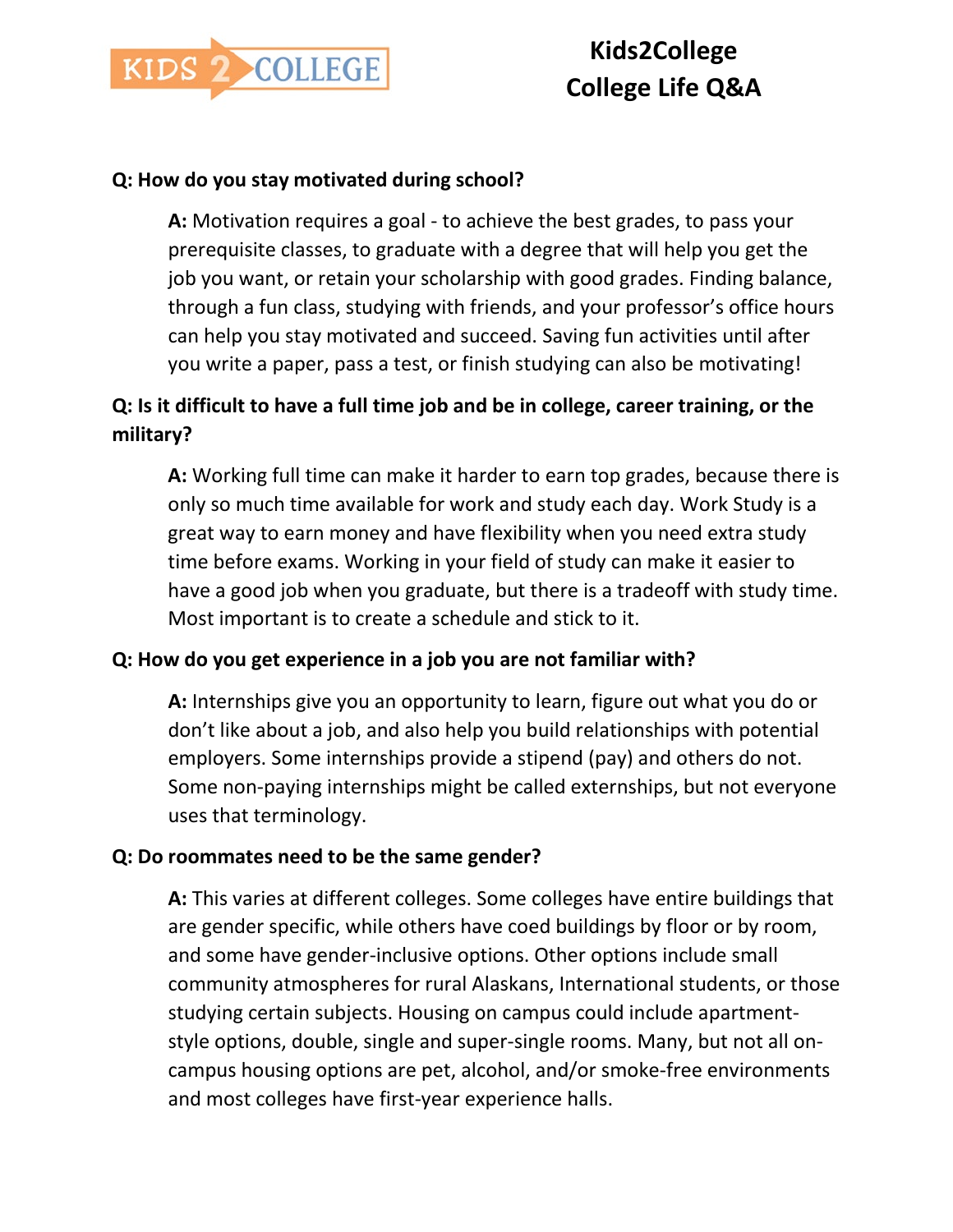# Kids2College College Life Q&A

**Q: How do you stay motivated during school?**

**A:** Motivation requires a goal - to achieve the best grades, to pass your prerequisite classes, to graduate with a degree that will help you get the job you want, or retain your scholarship with good grades. Finding balance, through a fun class, studying with friends, and your professor's office hours can help you stay motivated and succeed. Saving fun activities until after you write a paper, pass a test, or finish studying can also be motivating!

**Q: Is it difficult to have a full time job and be in college, career training, or the military?**

**A:** Working full time can make it harder to earn top grades, because there is only so much time available for work and study each day. Work Study is a great way to earn money and have flexibility when you need extra study time before exams. Working in your field of study can make it easier to have a good job when you graduate, but there is a tradeoff with study time. Most important is to create a schedule and stick to it.

**Q: How do you get experience in a job you are not familiar with?**

**A:** Internships give you an opportunity to learn, figure out what you do or don't like about a job, and also help you build relationships with potential employers. Some internships provide a stipend (pay) and others do not. Some non-paying internships might be called externships, but not everyone uses that terminology.

**Q: Do roommates need to be the same gender?**

**A:** This varies at different colleges. Some colleges have entire buildings that are gender specific, while others have coed buildings by floor or by room, and some have gender-inclusive options. Other options include small community atmospheres for rural Alaskans, International students, or those studying certain subjects. Housing on campus could include apartment-style options, double, single and super-single rooms. Many, but not all on-campus housing options are pet, alcohol, and/or smoke-free environments and most colleges have first-year experience halls.